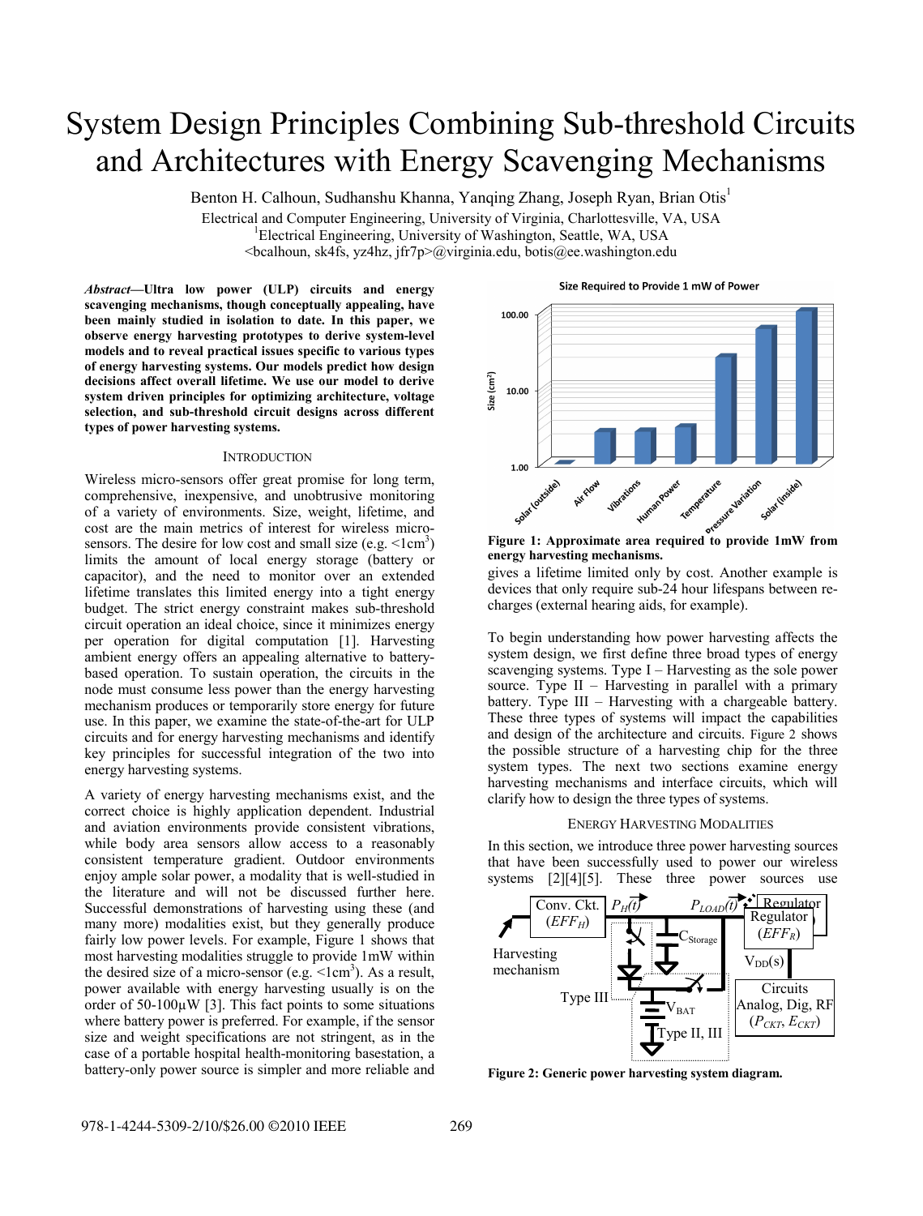# System Design Principles Combining Sub-threshold Circuits and Architectures with Energy Scavenging Mechanisms

Benton H. Calhoun, Sudhanshu Khanna, Yanqing Zhang, Joseph Ryan, Brian Otis[1]

Electrical and Computer Engineering, University of Virginia, Charlottesville, VA, USA

[1]Electrical Engineering, University of Washington, Seattle, WA, USA

<bcalhoun, sk4fs, yz4hz, jfr7p>@virginia.edu, botis@ee.washington.edu

***Abstract*—Ultra low power (ULP) circuits and energy scavenging mechanisms, though conceptually appealing, have been mainly studied in isolation to date. In this paper, we observe energy harvesting prototypes to derive system-level models and to reveal practical issues specific to various types of energy harvesting systems. Our models predict how design decisions affect overall lifetime. We use our model to derive system driven principles for optimizing architecture, voltage selection, and sub-threshold circuit designs across different types of power harvesting systems.**

## Introduction

Wireless micro-sensors offer great promise for long term, comprehensive, inexpensive, and unobtrusive monitoring of a variety of environments. Size, weight, lifetime, and cost are the main metrics of interest for wireless micro-sensors. The desire for low cost and small size (e.g. <1cm$^3$) limits the amount of local energy storage (battery or capacitor), and the need to monitor over an extended lifetime translates this limited energy into a tight energy budget. The strict energy constraint makes sub-threshold circuit operation an ideal choice, since it minimizes energy per operation for digital computation [1]. Harvesting ambient energy offers an appealing alternative to battery-based operation. To sustain operation, the circuits in the node must consume less power than the energy harvesting mechanism produces or temporarily store energy for future use. In this paper, we examine the state-of-the-art for ULP circuits and for energy harvesting mechanisms and identify key principles for successful integration of the two into energy harvesting systems.

A variety of energy harvesting mechanisms exist, and the correct choice is highly application dependent. Industrial and aviation environments provide consistent vibrations, while body area sensors allow access to a reasonably consistent temperature gradient. Outdoor environments enjoy ample solar power, a modality that is well-studied in the literature and will not be discussed further here. Successful demonstrations of harvesting using these (and many more) modalities exist, but they generally produce fairly low power levels. For example, Figure 1 shows that most harvesting modalities struggle to provide 1mW within the desired size of a micro-sensor (e.g. <1cm$^3$). As a result, power available with energy harvesting usually is on the order of 50-100µW [3]. This fact points to some situations where battery power is preferred. For example, if the sensor size and weight specifications are not stringent, as in the case of a portable hospital health-monitoring basestation, a battery-only power source is simpler and more reliable and gives a lifetime limited only by cost. Another example is devices that only require sub-24 hour lifespans between re-charges (external hearing aids, for example).

**Figure 1: Approximate area required to provide 1mW from energy harvesting mechanisms.**

To begin understanding how power harvesting affects the system design, we first define three broad types of energy scavenging systems. Type I – Harvesting as the sole power source. Type II – Harvesting in parallel with a primary battery. Type III – Harvesting with a chargeable battery. These three types of systems will impact the capabilities and design of the architecture and circuits. Figure 2 shows the possible structure of a harvesting chip for the three system types. The next two sections examine energy harvesting mechanisms and interface circuits, which will clarify how to design the three types of systems.

## Energy Harvesting Modalities

In this section, we introduce three power harvesting sources that have been successfully used to power our wireless systems [2][4][5]. These three power sources use

**Figure 2: Generic power harvesting system diagram.**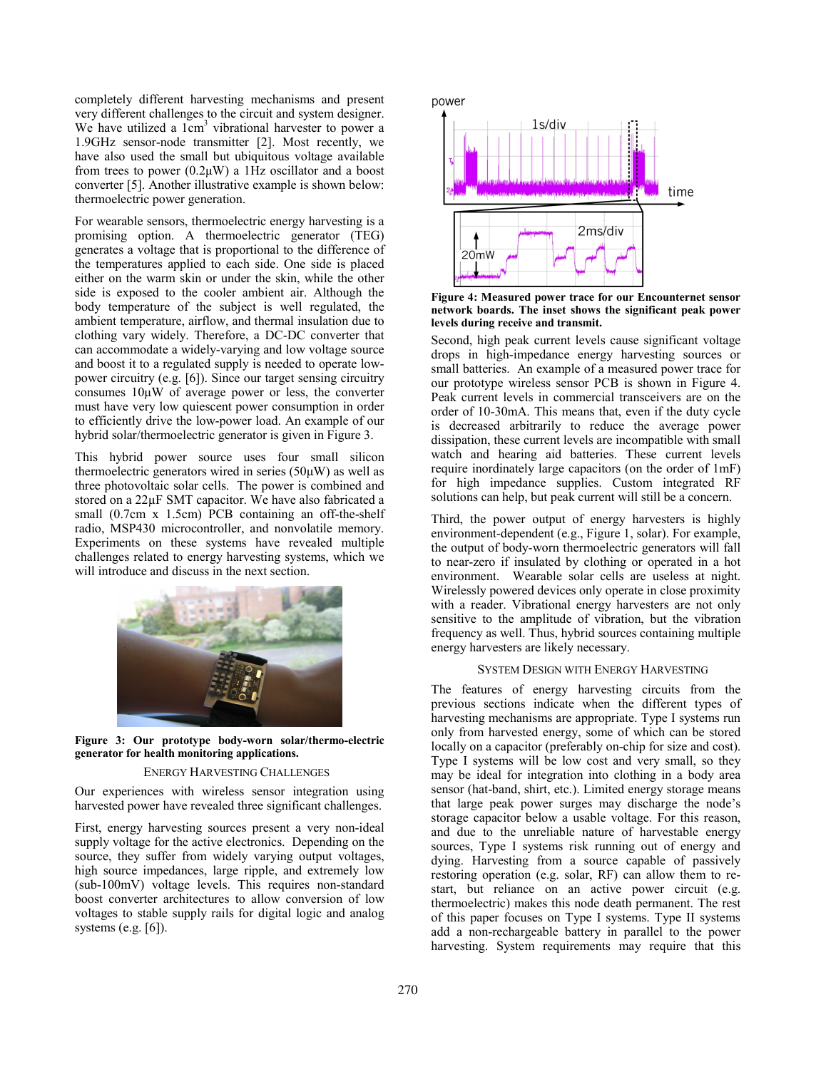completely different harvesting mechanisms and present very different challenges to the circuit and system designer. We have utilized a $1cm^3$ vibrational harvester to power a 1.9GHz sensor-node transmitter [2]. Most recently, we have also used the small but ubiquitous voltage available from trees to power (0.2µW) a 1Hz oscillator and a boost converter [5]. Another illustrative example is shown below: thermoelectric power generation.

For wearable sensors, thermoelectric energy harvesting is a promising option. A thermoelectric generator (TEG) generates a voltage that is proportional to the difference of the temperatures applied to each side. One side is placed either on the warm skin or under the skin, while the other side is exposed to the cooler ambient air. Although the body temperature of the subject is well regulated, the ambient temperature, airflow, and thermal insulation due to clothing vary widely. Therefore, a DC-DC converter that can accommodate a widely-varying and low voltage source and boost it to a regulated supply is needed to operate low-power circuitry (e.g. [6]). Since our target sensing circuitry consumes 10µW of average power or less, the converter must have very low quiescent power consumption in order to efficiently drive the low-power load. An example of our hybrid solar/thermoelectric generator is given in Figure 3.

This hybrid power source uses four small silicon thermoelectric generators wired in series (50µW) as well as three photovoltaic solar cells. The power is combined and stored on a 22µF SMT capacitor. We have also fabricated a small (0.7cm x 1.5cm) PCB containing an off-the-shelf radio, MSP430 microcontroller, and nonvolatile memory. Experiments on these systems have revealed multiple challenges related to energy harvesting systems, which we will introduce and discuss in the next section.

**Figure 3: Our prototype body-worn solar/thermo-electric generator for health monitoring applications.**

## ENERGY HARVESTING CHALLENGES

Our experiences with wireless sensor integration using harvested power have revealed three significant challenges.

First, energy harvesting sources present a very non-ideal supply voltage for the active electronics. Depending on the source, they suffer from widely varying output voltages, high source impedances, large ripple, and extremely low (sub-100mV) voltage levels. This requires non-standard boost converter architectures to allow conversion of low voltages to stable supply rails for digital logic and analog systems (e.g. [6]).

power
1s/div
time
2ms/div
20mW

**Figure 4: Measured power trace for our Encounternet sensor network boards. The inset shows the significant peak power levels during receive and transmit.**

Second, high peak current levels cause significant voltage drops in high-impedance energy harvesting sources or small batteries. An example of a measured power trace for our prototype wireless sensor PCB is shown in Figure 4. Peak current levels in commercial transceivers are on the order of 10-30mA. This means that, even if the duty cycle is decreased arbitrarily to reduce the average power dissipation, these current levels are incompatible with small watch and hearing aid batteries. These current levels require inordinately large capacitors (on the order of 1mF) for high impedance supplies. Custom integrated RF solutions can help, but peak current will still be a concern.

Third, the power output of energy harvesters is highly environment-dependent (e.g., Figure 1, solar). For example, the output of body-worn thermoelectric generators will fall to near-zero if insulated by clothing or operated in a hot environment. Wearable solar cells are useless at night. Wirelessly powered devices only operate in close proximity with a reader. Vibrational energy harvesters are not only sensitive to the amplitude of vibration, but the vibration frequency as well. Thus, hybrid sources containing multiple energy harvesters are likely necessary.

## SYSTEM DESIGN WITH ENERGY HARVESTING

The features of energy harvesting circuits from the previous sections indicate when the different types of harvesting mechanisms are appropriate. Type I systems run only from harvested energy, some of which can be stored locally on a capacitor (preferably on-chip for size and cost). Type I systems will be low cost and very small, so they may be ideal for integration into clothing in a body area sensor (hat-band, shirt, etc.). Limited energy storage means that large peak power surges may discharge the node's storage capacitor below a usable voltage. For this reason, and due to the unreliable nature of harvestable energy sources, Type I systems risk running out of energy and dying. Harvesting from a source capable of passively restoring operation (e.g. solar, RF) can allow them to restart, but reliance on an active power circuit (e.g. thermoelectric) makes this node death permanent. The rest of this paper focuses on Type I systems. Type II systems add a non-rechargeable battery in parallel to the power harvesting. System requirements may require that this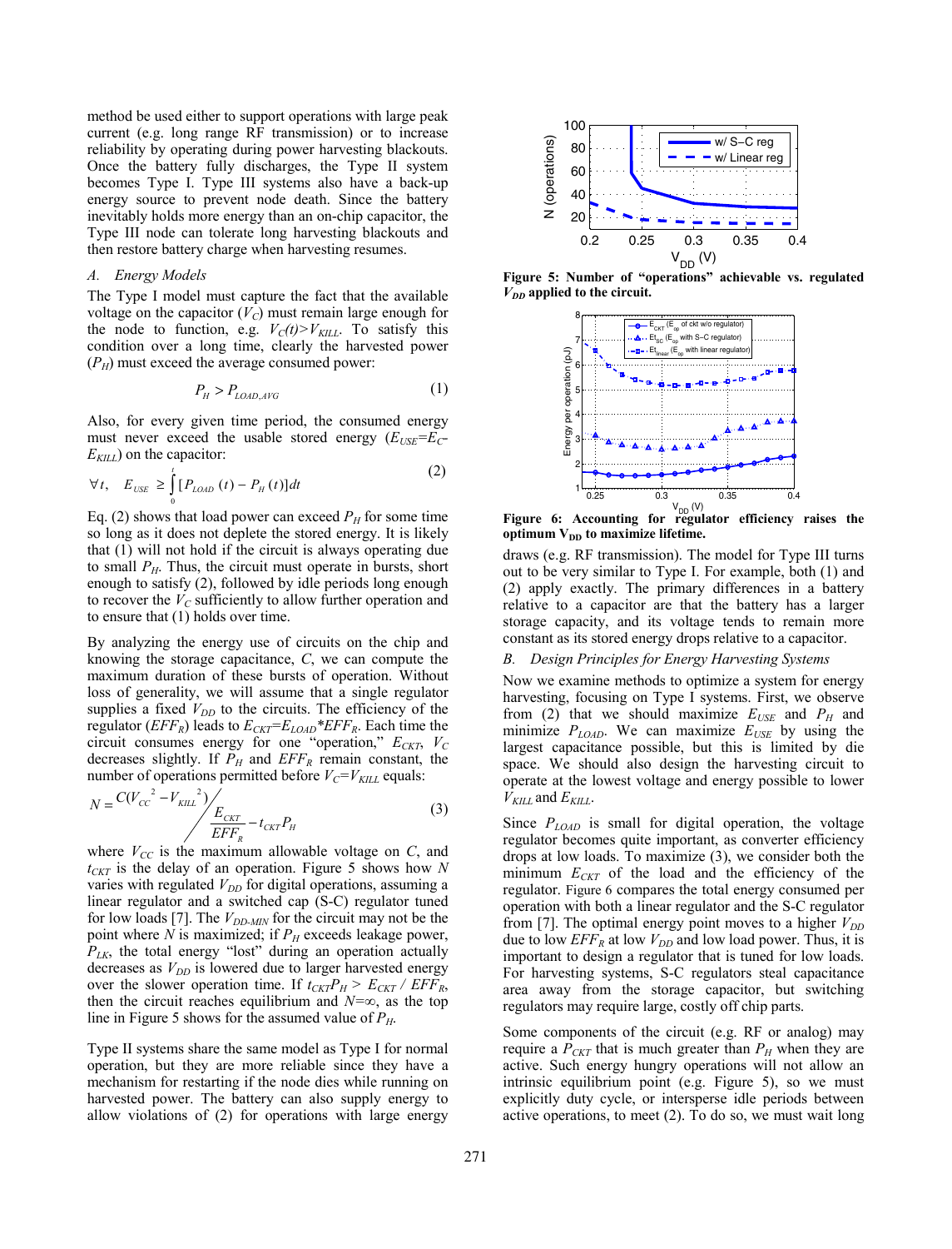method be used either to support operations with large peak current (e.g. long range RF transmission) or to increase reliability by operating during power harvesting blackouts. Once the battery fully discharges, the Type II system becomes Type I. Type III systems also have a back-up energy source to prevent node death. Since the battery inevitably holds more energy than an on-chip capacitor, the Type III node can tolerate long harvesting blackouts and then restore battery charge when harvesting resumes.

### *A. Energy Models*

The Type I model must capture the fact that the available voltage on the capacitor ($V_C$) must remain large enough for the node to function, e.g. $V_C(t)>V_{KILL}$. To satisfy this condition over a long time, clearly the harvested power ($P_H$) must exceed the average consumed power:

$$P_H > P_{LOAD,AVG} \tag{1}$$

Also, for every given time period, the consumed energy must never exceed the usable stored energy ($E_{USE}=E_C-E_{KILL}$) on the capacitor:

$$\forall t, \quad E_{USE} \geq \int_0^t [P_{LOAD}(t) - P_H(t)]dt \tag{2}$$

Eq. (2) shows that load power can exceed $P_H$ for some time so long as it does not deplete the stored energy. It is likely that (1) will not hold if the circuit is always operating due to small $P_H$. Thus, the circuit must operate in bursts, short enough to satisfy (2), followed by idle periods long enough to recover the $V_C$ sufficiently to allow further operation and to ensure that (1) holds over time.

By analyzing the energy use of circuits on the chip and knowing the storage capacitance, $C$, we can compute the maximum duration of these bursts of operation. Without loss of generality, we will assume that a single regulator supplies a fixed $V_{DD}$ to the circuits. The efficiency of the regulator ($EFF_R$) leads to $E_{CKT}=E_{LOAD}*EFF_R$. Each time the circuit consumes energy for one "operation," $E_{CKT}$, $V_C$ decreases slightly. If $P_H$ and $EFF_R$ remain constant, the number of operations permitted before $V_C=V_{KILL}$ equals:

$$N = \frac{C(V_{CC}^2 - V_{KILL}^2)}{\dfrac{E_{CKT}}{EFF_R} - t_{CKT}P_H} \tag{3}$$

where $V_{CC}$ is the maximum allowable voltage on $C$, and $t_{CKT}$ is the delay of an operation. Figure 5 shows how $N$ varies with regulated $V_{DD}$ for digital operations, assuming a linear regulator and a switched cap (S-C) regulator tuned for low loads [7]. The $V_{DD\text{-}MIN}$ for the circuit may not be the point where $N$ is maximized; if $P_H$ exceeds leakage power, $P_{LK}$, the total energy "lost" during an operation actually decreases as $V_{DD}$ is lowered due to larger harvested energy over the slower operation time. If $t_{CKT}P_H > E_{CKT} / EFF_R$, then the circuit reaches equilibrium and $N$=∞, as the top line in Figure 5 shows for the assumed value of $P_H$.

Type II systems share the same model as Type I for normal operation, but they are more reliable since they have a mechanism for restarting if the node dies while running on harvested power. The battery can also supply energy to allow violations of (2) for operations with large energy draws (e.g. RF transmission). The model for Type III turns out to be very similar to Type I. For example, both (1) and (2) apply exactly. The primary differences in a battery relative to a capacitor are that the battery has a larger storage capacity, and its voltage tends to remain more constant as its stored energy drops relative to a capacitor.

**Figure 5: Number of "operations" achievable vs. regulated $V_{DD}$ applied to the circuit.**

**Figure 6: Accounting for regulator efficiency raises the optimum $V_{DD}$ to maximize lifetime.**

### *B. Design Principles for Energy Harvesting Systems*

Now we examine methods to optimize a system for energy harvesting, focusing on Type I systems. First, we observe from (2) that we should maximize $E_{USE}$ and $P_H$ and minimize $P_{LOAD}$. We can maximize $E_{USE}$ by using the largest capacitance possible, but this is limited by die space. We should also design the harvesting circuit to operate at the lowest voltage and energy possible to lower $V_{KILL}$ and $E_{KILL}$.

Since $P_{LOAD}$ is small for digital operation, the voltage regulator becomes quite important, as converter efficiency drops at low loads. To maximize (3), we consider both the minimum $E_{CKT}$ of the load and the efficiency of the regulator. Figure 6 compares the total energy consumed per operation with both a linear regulator and the S-C regulator from [7]. The optimal energy point moves to a higher $V_{DD}$ due to low $EFF_R$ at low $V_{DD}$ and low load power. Thus, it is important to design a regulator that is tuned for low loads. For harvesting systems, S-C regulators steal capacitance area away from the storage capacitor, but switching regulators may require large, costly off chip parts.

Some components of the circuit (e.g. RF or analog) may require a $P_{CKT}$ that is much greater than $P_H$ when they are active. Such energy hungry operations will not allow an intrinsic equilibrium point (e.g. Figure 5), so we must explicitly duty cycle, or intersperse idle periods between active operations, to meet (2). To do so, we must wait long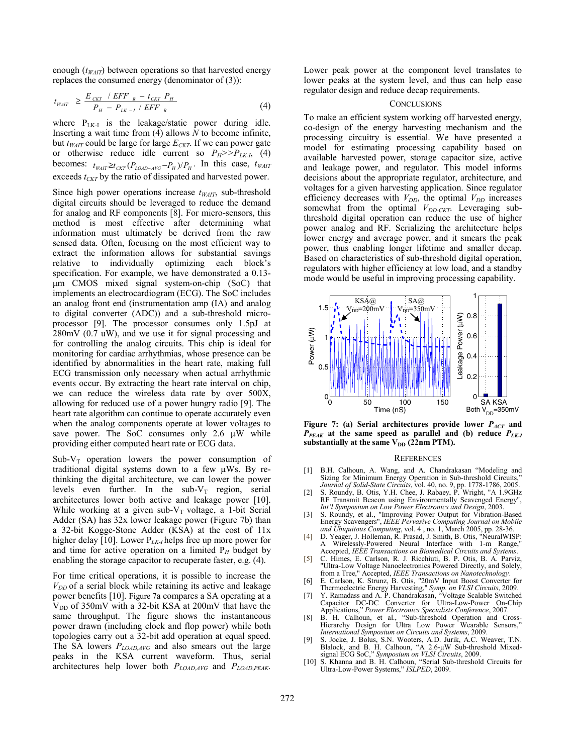enough ($t_{WAIT}$) between operations so that harvested energy replaces the consumed energy (denominator of (3)):

$$t_{WAIT} \geq \frac{E_{CKT} / EFF_R - t_{CKT} P_H}{P_H - P_{LK-I} / EFF_R} \quad (4)$$

where $P_{LK-I}$ is the leakage/static power during idle. Inserting a wait time from (4) allows $N$ to become infinite, but $t_{WAIT}$ could be large for large $E_{CKT}$. If we can power gate or otherwise reduce idle current so $P_H >> P_{LK-I}$, (4) becomes: $t_{WAIT} \geq t_{CKT}(P_{LOAD-AVG} - P_H)/P_H$. In this case, $t_{WAIT}$ exceeds $t_{CKT}$ by the ratio of dissipated and harvested power.

Since high power operations increase $t_{WAIT}$, sub-threshold digital circuits should be leveraged to reduce the demand for analog and RF components [8]. For micro-sensors, this method is most effective after determining what information must ultimately be derived from the raw sensed data. Often, focusing on the most efficient way to extract the information allows for substantial savings relative to individually optimizing each block's specification. For example, we have demonstrated a 0.13-μm CMOS mixed signal system-on-chip (SoC) that implements an electrocardiogram (ECG). The SoC includes an analog front end (instrumentation amp (IA) and analog to digital converter (ADC)) and a sub-threshold microprocessor [9]. The processor consumes only 1.5pJ at 280mV (0.7 uW), and we use it for signal processing and for controlling the analog circuits. This chip is ideal for monitoring for cardiac arrhythmias, whose presence can be identified by abnormalities in the heart rate, making full ECG transmission only necessary when actual arrhythmic events occur. By extracting the heart rate interval on chip, we can reduce the wireless data rate by over 500X, allowing for reduced use of a power hungry radio [9]. The heart rate algorithm can continue to operate accurately even when the analog components operate at lower voltages to save power. The SoC consumes only 2.6 μW while providing either computed heart rate or ECG data.

Sub-$V_T$ operation lowers the power consumption of traditional digital systems down to a few μWs. By re-thinking the digital architecture, we can lower the power levels even further. In the sub-$V_T$ region, serial architectures lower both active and leakage power [10]. While working at a given sub-$V_T$ voltage, a 1-bit Serial Adder (SA) has 32x lower leakage power (Figure 7b) than a 32-bit Kogge-Stone Adder (KSA) at the cost of 11x higher delay [10]. Lower $P_{LK-I}$ helps free up more power for and time for active operation on a limited $P_H$ budget by enabling the storage capacitor to recuperate faster, e.g. (4).

For time critical operations, it is possible to increase the $V_{DD}$ of a serial block while retaining its active and leakage power benefits [10]. Figure 7a compares a SA operating at a $V_{DD}$ of 350mV with a 32-bit KSA at 200mV that have the same throughput. The figure shows the instantaneous power drawn (including clock and flop power) while both topologies carry out a 32-bit add operation at equal speed. The SA lowers $P_{LOAD,AVG}$ and also smears out the large peaks in the KSA current waveform. Thus, serial architectures help lower both $P_{LOAD,AVG}$ and $P_{LOAD,PEAK}$. Lower peak power at the component level translates to lower peaks at the system level, and thus can help ease regulator design and reduce decap requirements.

## Conclusions

To make an efficient system working off harvested energy, co-design of the energy harvesting mechanism and the processing circuitry is essential. We have presented a model for estimating processing capability based on available harvested power, storage capacitor size, active and leakage power, and regulator. This model informs decisions about the appropriate regulator, architecture, and voltages for a given harvesting application. Since regulator efficiency decreases with $V_{DD}$, the optimal $V_{DD}$ increases somewhat from the optimal $V_{DD-CKT}$. Leveraging sub-threshold digital operation can reduce the use of higher power analog and RF. Serializing the architecture helps lower energy and average power, and it smears the peak power, thus enabling longer lifetime and smaller decap. Based on characteristics of sub-threshold digital operation, regulators with higher efficiency at low load, and a standby mode would be useful in improving processing capability.

KSA@ $V_{DD}$=200mV
SA@ $V_{DD}$=350mV
Power (μW)
Time (nS)
0, 50, 100, 150
0, 0.5, 1, 1.5
Leakage Power (μW)
0, 0.2, 0.4, 0.6, 0.8, 1
SA KSA
Both $V_{DD}$=350mV

**Figure 7: (a) Serial architectures provide lower $P_{ACT}$ and $P_{PEAK}$ at the same speed as parallel and (b) reduce $P_{LK-I}$ substantially at the same $V_{DD}$ (22nm PTM).**

## References

[1] B.H. Calhoun, A. Wang, and A. Chandrakasan "Modeling and Sizing for Minimum Energy Operation in Sub-threshold Circuits," *Journal of Solid-State Circuits*, vol. 40, no. 9, pp. 1778-1786, 2005.

[2] S. Roundy, B. Otis, Y.H. Chee, J. Rabaey, P. Wright, "A 1.9GHz RF Transmit Beacon using Environmentally Scavenged Energy", *Int'l Symposium on Low Power Electronics and Design*, 2003.

[3] S. Roundy, et al., "Improving Power Output for Vibration-Based Energy Scavengers", *IEEE Pervasive Computing Journal on Mobile and Ubiquitous Computing*, vol. 4 , no. 1, March 2005, pp. 28-36.

[4] D. Yeager, J. Holleman, R. Prasad, J. Smith, B. Otis, "NeuralWISP: A Wirelessly-Powered Neural Interface with 1-m Range," Accepted, *IEEE Transactions on Biomedical Circuits and Systems*.

[5] C. Himes, E. Carlson, R. J. Ricchiuti, B. P. Otis, B. A. Parviz, "Ultra-Low Voltage Nanoelectronics Powered Directly, and Solely, from a Tree," Accepted, *IEEE Transactions on Nanotechnology*.

[6] E. Carlson, K. Strunz, B. Otis, "20mV Input Boost Converter for Thermoelectric Energy Harvesting," *Symp. on VLSI Circuits*, 2009.

[7] Y. Ramadass and A. P. Chandrakasan, "Voltage Scalable Switched Capacitor DC-DC Converter for Ultra-Low-Power On-Chip Applications," *Power Electronics Specialists Conference*, 2007.

[8] B. H. Calhoun, et al., "Sub-threshold Operation and Cross-Hierarchy Design for Ultra Low Power Wearable Sensors," *International Symposium on Circuits and Systems*, 2009.

[9] S. Jocke, J. Bolus, S.N. Wooters, A.D. Jurik, A.C. Weaver, T.N. Blalock, and B. H. Calhoun, "A 2.6-μW Sub-threshold Mixed-signal ECG SoC," *Symposium on VLSI Circuits*, 2009.

[10] S. Khanna and B. H. Calhoun, "Serial Sub-threshold Circuits for Ultra-Low-Power Systems," *ISLPED*, 2009.